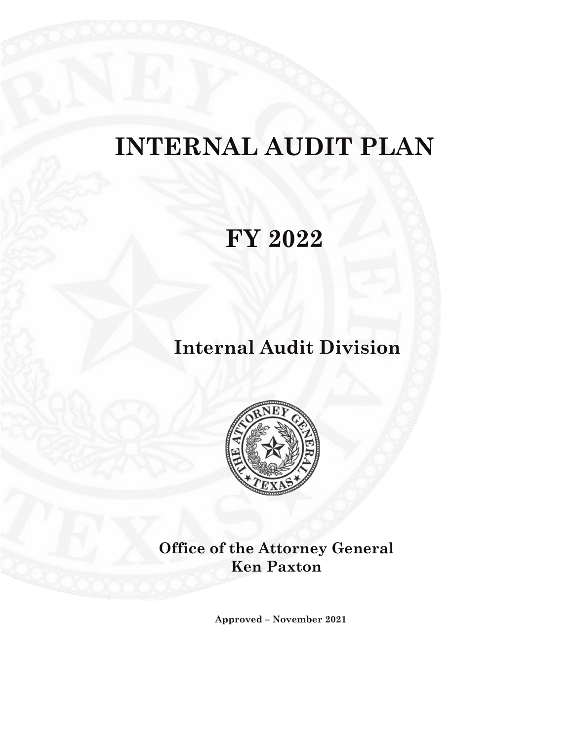# INTERNAL AUDIT PLAN

# FY 2022

## Internal Audit Division

**Office of the Attorney General**
**Ken Paxton**

**Approved – November 2021**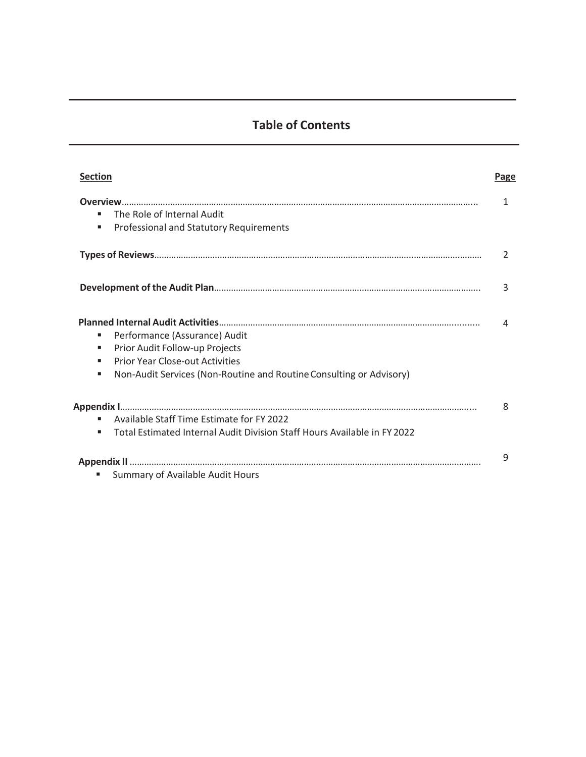# Table of Contents

| Section | Page |
|---|---|
| **Overview** | 1 |
| ▪ The Role of Internal Audit | |
| ▪ Professional and Statutory Requirements | |
| **Types of Reviews** | 2 |
| **Development of the Audit Plan** | 3 |
| **Planned Internal Audit Activities** | 4 |
| ▪ Performance (Assurance) Audit | |
| ▪ Prior Audit Follow-up Projects | |
| ▪ Prior Year Close-out Activities | |
| ▪ Non-Audit Services (Non-Routine and Routine Consulting or Advisory) | |
| **Appendix I** | 8 |
| ▪ Available Staff Time Estimate for FY 2022 | |
| ▪ Total Estimated Internal Audit Division Staff Hours Available in FY 2022 | |
| **Appendix II** | 9 |
| ▪ Summary of Available Audit Hours | |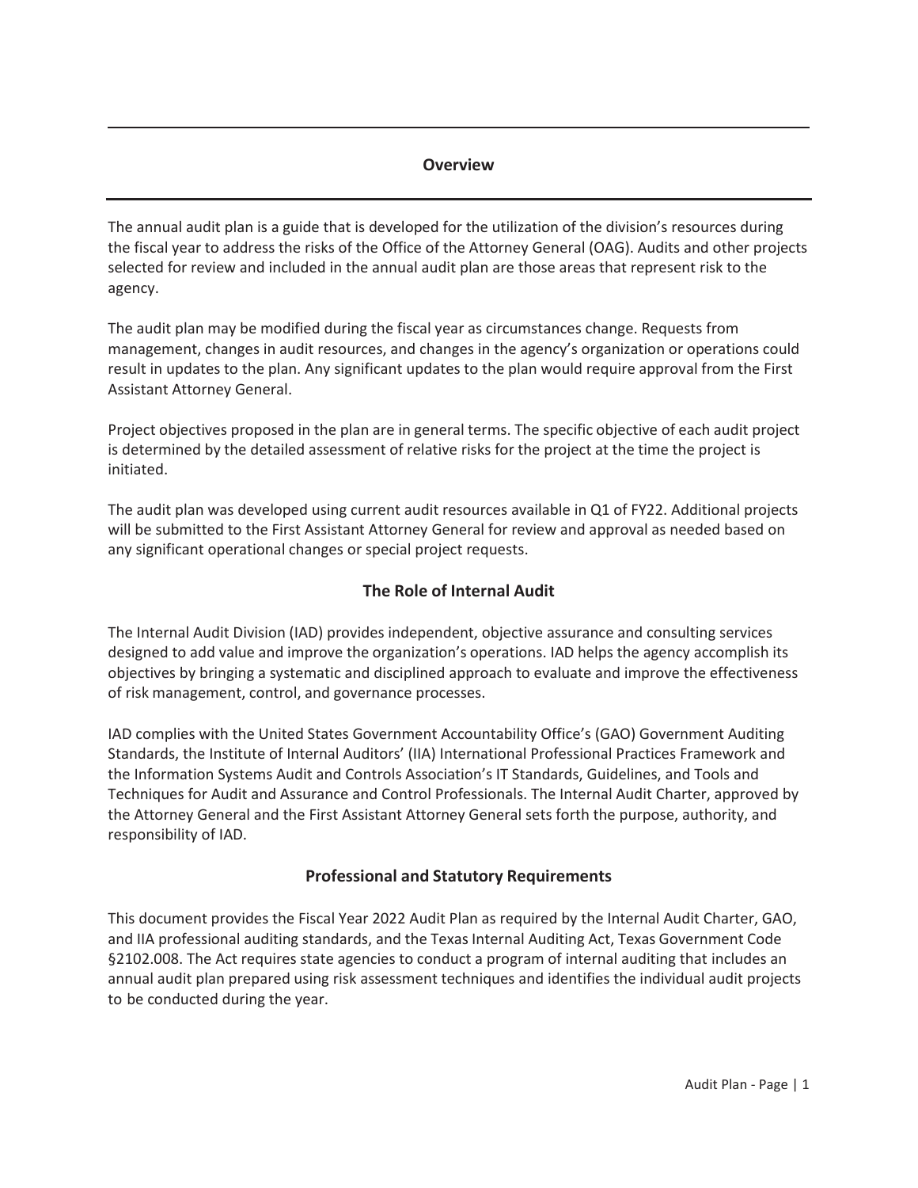## Overview

The annual audit plan is a guide that is developed for the utilization of the division's resources during the fiscal year to address the risks of the Office of the Attorney General (OAG). Audits and other projects selected for review and included in the annual audit plan are those areas that represent risk to the agency.

The audit plan may be modified during the fiscal year as circumstances change. Requests from management, changes in audit resources, and changes in the agency's organization or operations could result in updates to the plan. Any significant updates to the plan would require approval from the First Assistant Attorney General.

Project objectives proposed in the plan are in general terms. The specific objective of each audit project is determined by the detailed assessment of relative risks for the project at the time the project is initiated.

The audit plan was developed using current audit resources available in Q1 of FY22. Additional projects will be submitted to the First Assistant Attorney General for review and approval as needed based on any significant operational changes or special project requests.

### The Role of Internal Audit

The Internal Audit Division (IAD) provides independent, objective assurance and consulting services designed to add value and improve the organization's operations. IAD helps the agency accomplish its objectives by bringing a systematic and disciplined approach to evaluate and improve the effectiveness of risk management, control, and governance processes.

IAD complies with the United States Government Accountability Office's (GAO) Government Auditing Standards, the Institute of Internal Auditors' (IIA) International Professional Practices Framework and the Information Systems Audit and Controls Association's IT Standards, Guidelines, and Tools and Techniques for Audit and Assurance and Control Professionals. The Internal Audit Charter, approved by the Attorney General and the First Assistant Attorney General sets forth the purpose, authority, and responsibility of IAD.

### Professional and Statutory Requirements

This document provides the Fiscal Year 2022 Audit Plan as required by the Internal Audit Charter, GAO, and IIA professional auditing standards, and the Texas Internal Auditing Act, Texas Government Code §2102.008. The Act requires state agencies to conduct a program of internal auditing that includes an annual audit plan prepared using risk assessment techniques and identifies the individual audit projects to be conducted during the year.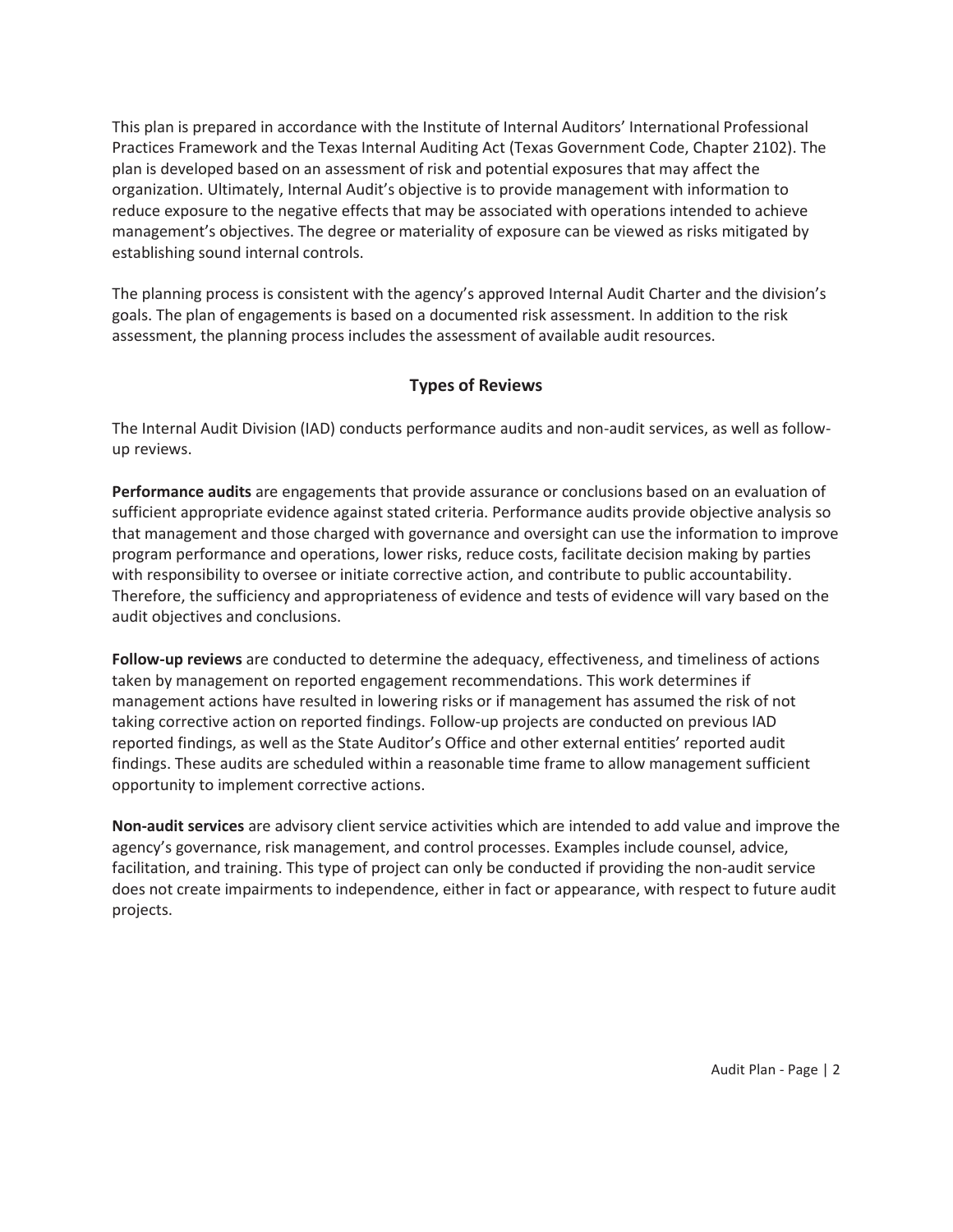This plan is prepared in accordance with the Institute of Internal Auditors' International Professional Practices Framework and the Texas Internal Auditing Act (Texas Government Code, Chapter 2102). The plan is developed based on an assessment of risk and potential exposures that may affect the organization. Ultimately, Internal Audit's objective is to provide management with information to reduce exposure to the negative effects that may be associated with operations intended to achieve management's objectives. The degree or materiality of exposure can be viewed as risks mitigated by establishing sound internal controls.

The planning process is consistent with the agency's approved Internal Audit Charter and the division's goals. The plan of engagements is based on a documented risk assessment. In addition to the risk assessment, the planning process includes the assessment of available audit resources.

## Types of Reviews

The Internal Audit Division (IAD) conducts performance audits and non-audit services, as well as follow-up reviews.

**Performance audits** are engagements that provide assurance or conclusions based on an evaluation of sufficient appropriate evidence against stated criteria. Performance audits provide objective analysis so that management and those charged with governance and oversight can use the information to improve program performance and operations, lower risks, reduce costs, facilitate decision making by parties with responsibility to oversee or initiate corrective action, and contribute to public accountability. Therefore, the sufficiency and appropriateness of evidence and tests of evidence will vary based on the audit objectives and conclusions.

**Follow-up reviews** are conducted to determine the adequacy, effectiveness, and timeliness of actions taken by management on reported engagement recommendations. This work determines if management actions have resulted in lowering risks or if management has assumed the risk of not taking corrective action on reported findings. Follow-up projects are conducted on previous IAD reported findings, as well as the State Auditor's Office and other external entities' reported audit findings. These audits are scheduled within a reasonable time frame to allow management sufficient opportunity to implement corrective actions.

**Non-audit services** are advisory client service activities which are intended to add value and improve the agency's governance, risk management, and control processes. Examples include counsel, advice, facilitation, and training. This type of project can only be conducted if providing the non-audit service does not create impairments to independence, either in fact or appearance, with respect to future audit projects.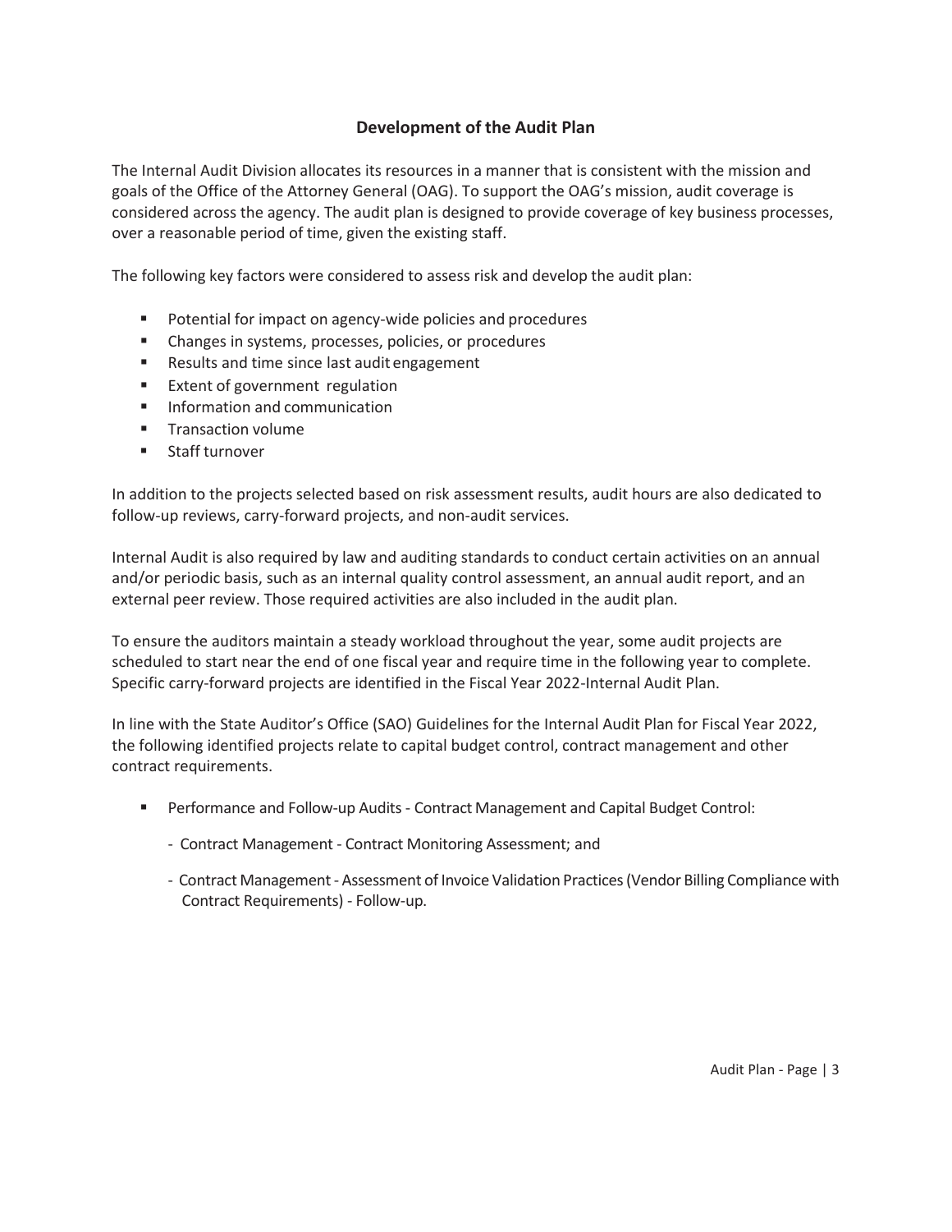## Development of the Audit Plan

The Internal Audit Division allocates its resources in a manner that is consistent with the mission and goals of the Office of the Attorney General (OAG). To support the OAG's mission, audit coverage is considered across the agency. The audit plan is designed to provide coverage of key business processes, over a reasonable period of time, given the existing staff.

The following key factors were considered to assess risk and develop the audit plan:

- Potential for impact on agency-wide policies and procedures
- Changes in systems, processes, policies, or procedures
- Results and time since last audit engagement
- Extent of government regulation
- Information and communication
- Transaction volume
- Staff turnover

In addition to the projects selected based on risk assessment results, audit hours are also dedicated to follow-up reviews, carry-forward projects, and non-audit services.

Internal Audit is also required by law and auditing standards to conduct certain activities on an annual and/or periodic basis, such as an internal quality control assessment, an annual audit report, and an external peer review. Those required activities are also included in the audit plan.

To ensure the auditors maintain a steady workload throughout the year, some audit projects are scheduled to start near the end of one fiscal year and require time in the following year to complete. Specific carry-forward projects are identified in the Fiscal Year 2022-Internal Audit Plan.

In line with the State Auditor's Office (SAO) Guidelines for the Internal Audit Plan for Fiscal Year 2022, the following identified projects relate to capital budget control, contract management and other contract requirements.

- Performance and Follow-up Audits - Contract Management and Capital Budget Control:
  - Contract Management - Contract Monitoring Assessment; and
  - Contract Management - Assessment of Invoice Validation Practices (Vendor Billing Compliance with Contract Requirements) - Follow-up.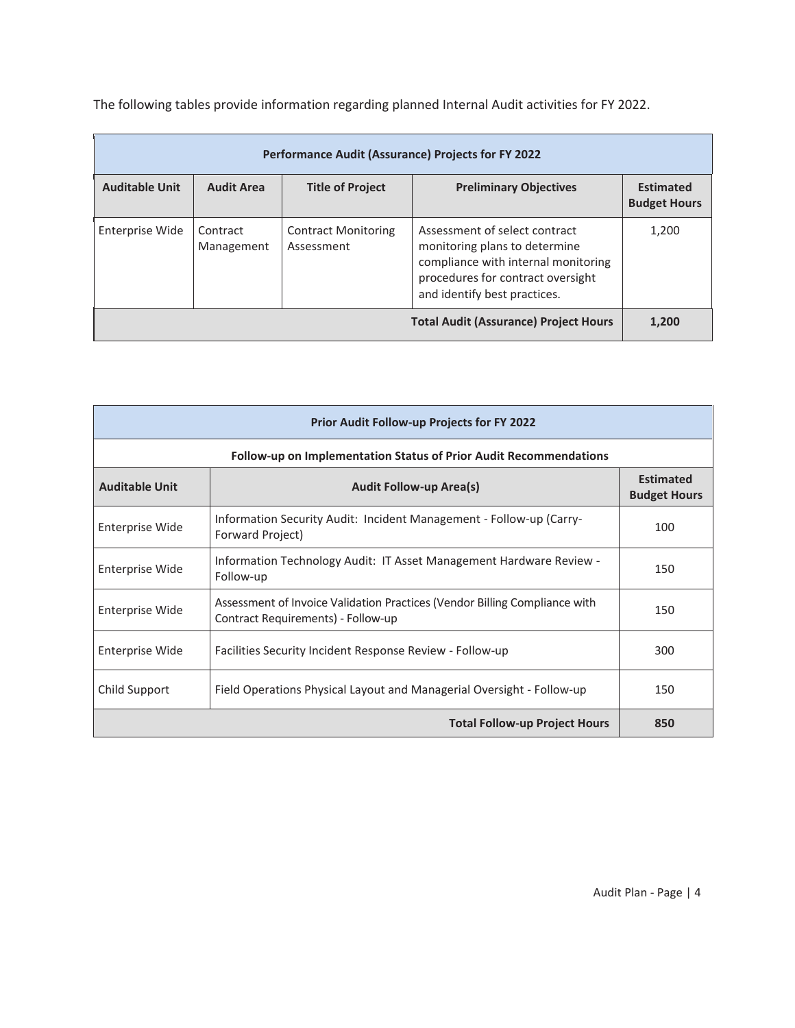The following tables provide information regarding planned Internal Audit activities for FY 2022.

| Performance Audit (Assurance) Projects for FY 2022 | | | | |
|---|---|---|---|---|
| **Auditable Unit** | **Audit Area** | **Title of Project** | **Preliminary Objectives** | **Estimated Budget Hours** |
| Enterprise Wide | Contract Management | Contract Monitoring Assessment | Assessment of select contract monitoring plans to determine compliance with internal monitoring procedures for contract oversight and identify best practices. | 1,200 |
| | | | **Total Audit (Assurance) Project Hours** | **1,200** |

| Prior Audit Follow-up Projects for FY 2022 | | |
|---|---|---|
| **Follow-up on Implementation Status of Prior Audit Recommendations** | | |
| **Auditable Unit** | **Audit Follow-up Area(s)** | **Estimated Budget Hours** |
| Enterprise Wide | Information Security Audit: Incident Management - Follow-up (Carry-Forward Project) | 100 |
| Enterprise Wide | Information Technology Audit: IT Asset Management Hardware Review - Follow-up | 150 |
| Enterprise Wide | Assessment of Invoice Validation Practices (Vendor Billing Compliance with Contract Requirements) - Follow-up | 150 |
| Enterprise Wide | Facilities Security Incident Response Review - Follow-up | 300 |
| Child Support | Field Operations Physical Layout and Managerial Oversight - Follow-up | 150 |
| | **Total Follow-up Project Hours** | **850** |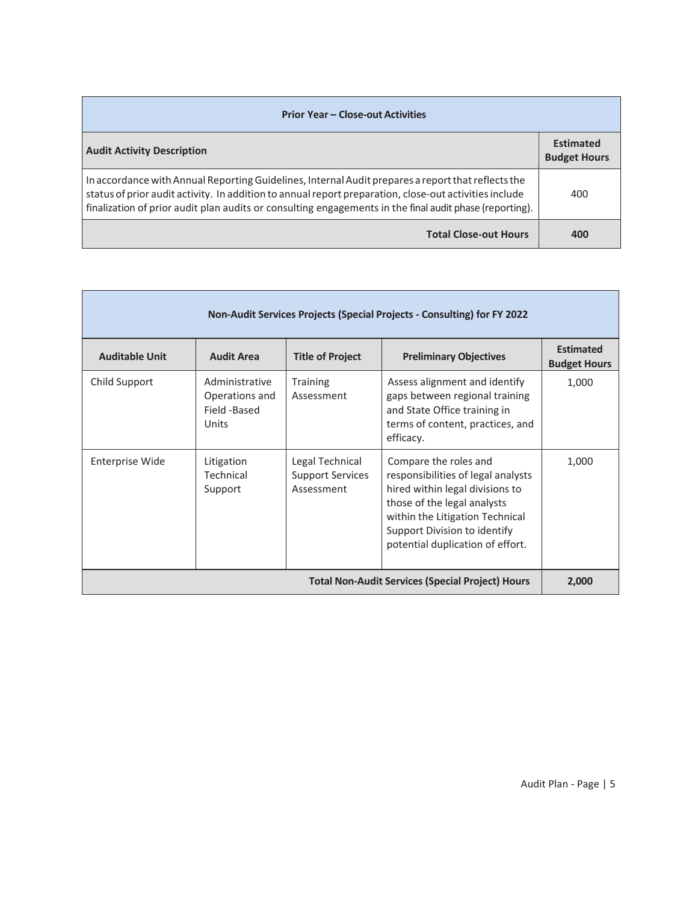| Prior Year – Close-out Activities | |
|---|---|
| **Audit Activity Description** | **Estimated Budget Hours** |
| In accordance with Annual Reporting Guidelines, Internal Audit prepares a report that reflects the status of prior audit activity. In addition to annual report preparation, close-out activities include finalization of prior audit plan audits or consulting engagements in the final audit phase (reporting). | 400 |
| **Total Close-out Hours** | **400** |

| Non-Audit Services Projects (Special Projects - Consulting) for FY 2022 | | | | |
|---|---|---|---|---|
| **Auditable Unit** | **Audit Area** | **Title of Project** | **Preliminary Objectives** | **Estimated Budget Hours** |
| Child Support | Administrative Operations and Field -Based Units | Training Assessment | Assess alignment and identify gaps between regional training and State Office training in terms of content, practices, and efficacy. | 1,000 |
| Enterprise Wide | Litigation Technical Support | Legal Technical Support Services Assessment | Compare the roles and responsibilities of legal analysts hired within legal divisions to those of the legal analysts within the Litigation Technical Support Division to identify potential duplication of effort. | 1,000 |
| **Total Non-Audit Services (Special Project) Hours** | | | | **2,000** |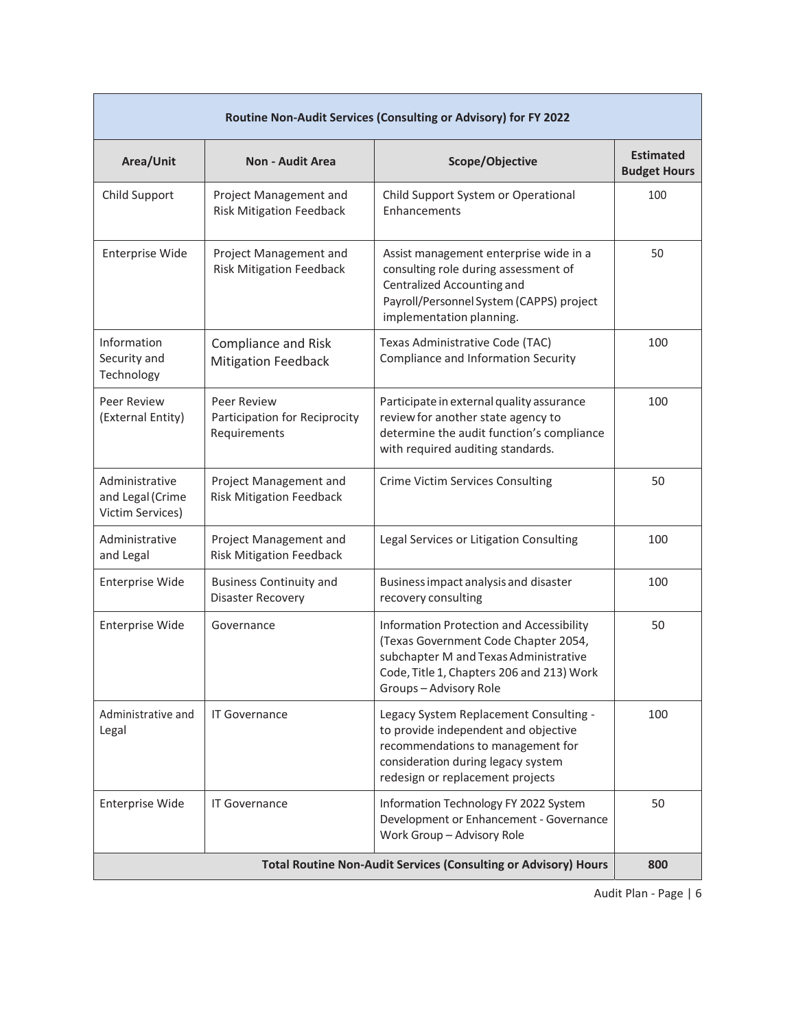| Routine Non-Audit Services (Consulting or Advisory) for FY 2022 | | | |
|---|---|---|---|
| **Area/Unit** | **Non - Audit Area** | **Scope/Objective** | **Estimated Budget Hours** |
| Child Support | Project Management and Risk Mitigation Feedback | Child Support System or Operational Enhancements | 100 |
| Enterprise Wide | Project Management and Risk Mitigation Feedback | Assist management enterprise wide in a consulting role during assessment of Centralized Accounting and Payroll/Personnel System (CAPPS) project implementation planning. | 50 |
| Information Security and Technology | Compliance and Risk Mitigation Feedback | Texas Administrative Code (TAC) Compliance and Information Security | 100 |
| Peer Review (External Entity) | Peer Review Participation for Reciprocity Requirements | Participate in external quality assurance review for another state agency to determine the audit function's compliance with required auditing standards. | 100 |
| Administrative and Legal (Crime Victim Services) | Project Management and Risk Mitigation Feedback | Crime Victim Services Consulting | 50 |
| Administrative and Legal | Project Management and Risk Mitigation Feedback | Legal Services or Litigation Consulting | 100 |
| Enterprise Wide | Business Continuity and Disaster Recovery | Business impact analysis and disaster recovery consulting | 100 |
| Enterprise Wide | Governance | Information Protection and Accessibility (Texas Government Code Chapter 2054, subchapter M and Texas Administrative Code, Title 1, Chapters 206 and 213) Work Groups – Advisory Role | 50 |
| Administrative and Legal | IT Governance | Legacy System Replacement Consulting - to provide independent and objective recommendations to management for consideration during legacy system redesign or replacement projects | 100 |
| Enterprise Wide | IT Governance | Information Technology FY 2022 System Development or Enhancement - Governance Work Group – Advisory Role | 50 |
| **Total Routine Non-Audit Services (Consulting or Advisory) Hours** | | | **800** |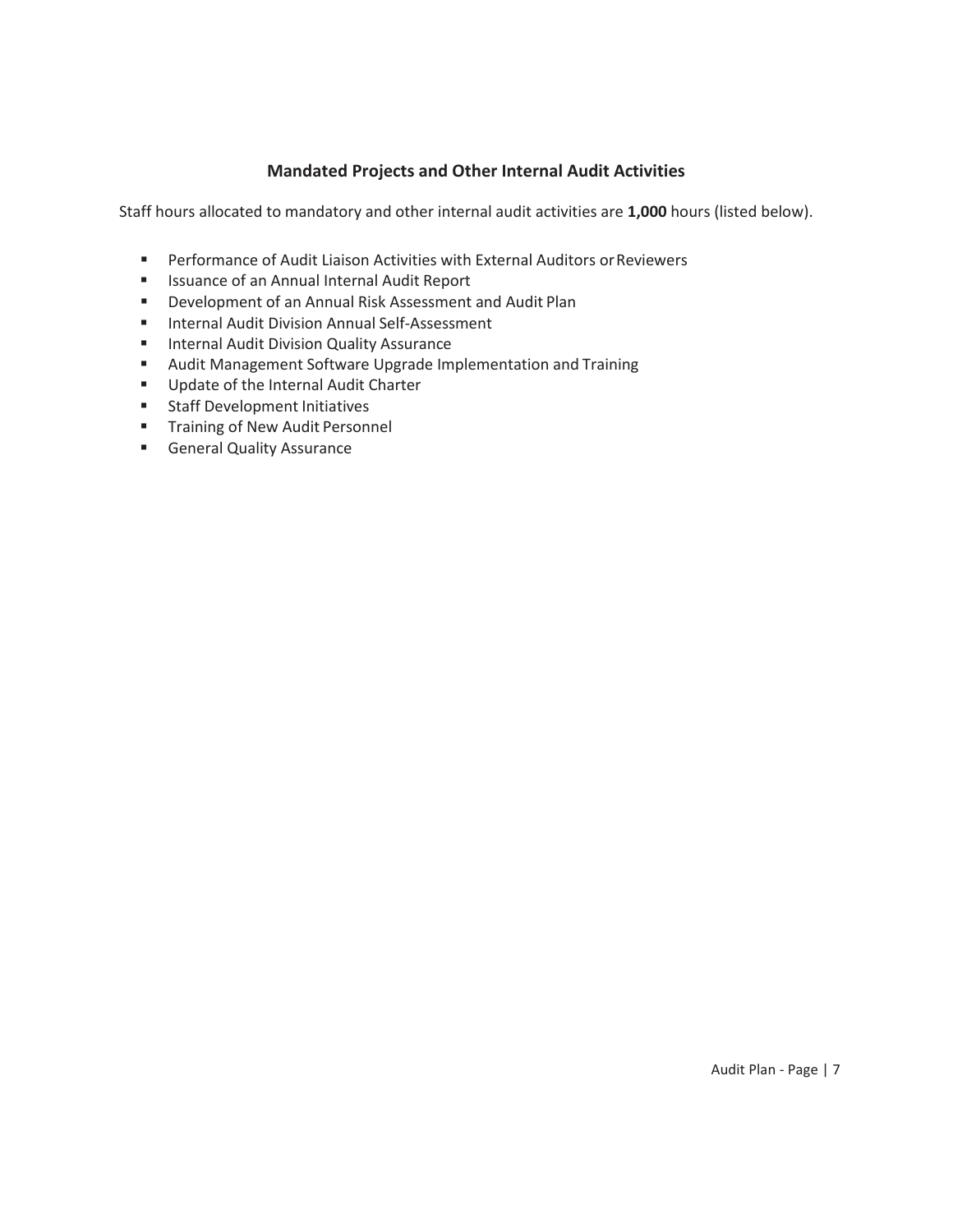## Mandated Projects and Other Internal Audit Activities

Staff hours allocated to mandatory and other internal audit activities are **1,000** hours (listed below).

- Performance of Audit Liaison Activities with External Auditors or Reviewers
- Issuance of an Annual Internal Audit Report
- Development of an Annual Risk Assessment and Audit Plan
- Internal Audit Division Annual Self-Assessment
- Internal Audit Division Quality Assurance
- Audit Management Software Upgrade Implementation and Training
- Update of the Internal Audit Charter
- Staff Development Initiatives
- Training of New Audit Personnel
- General Quality Assurance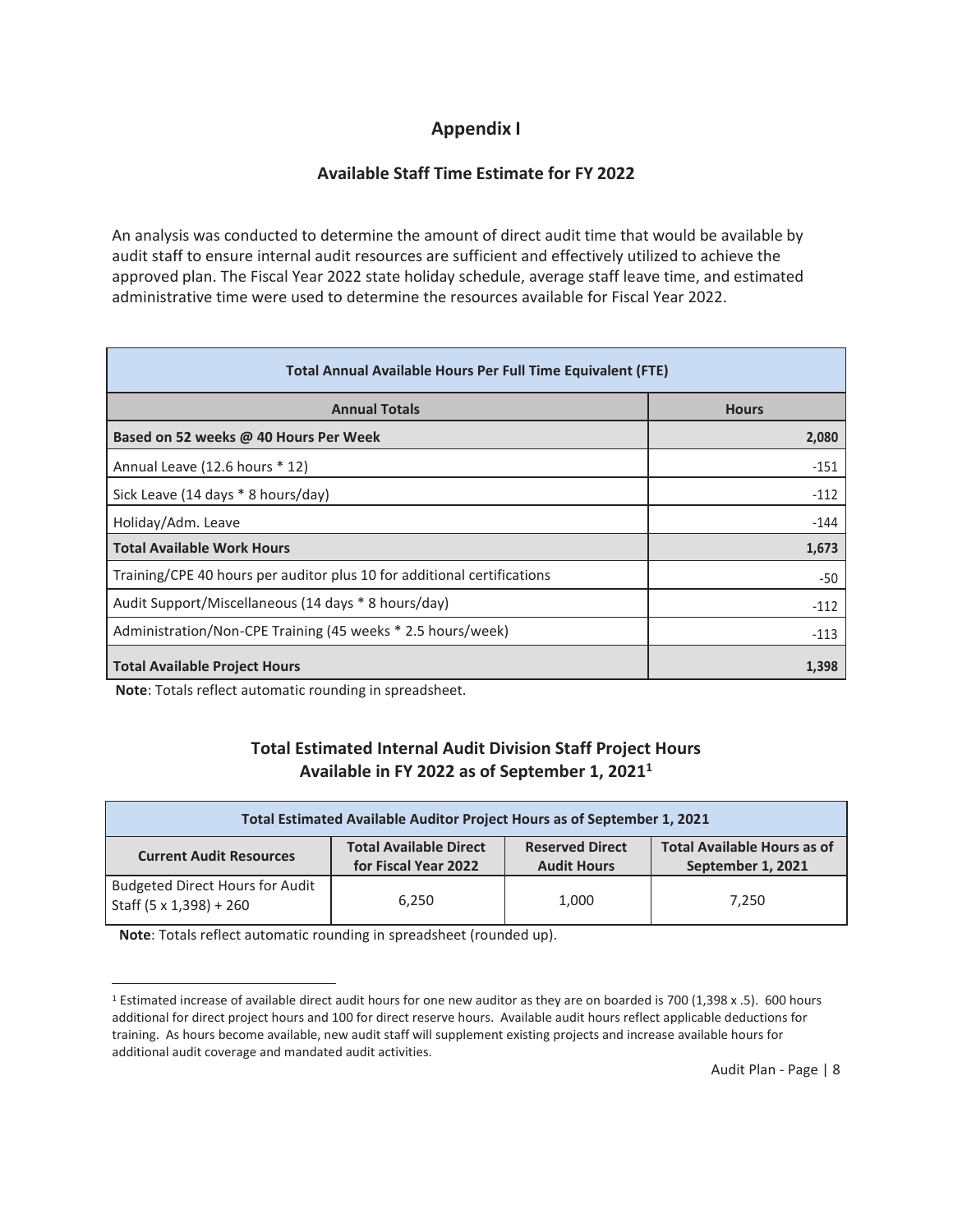# Appendix I

## Available Staff Time Estimate for FY 2022

An analysis was conducted to determine the amount of direct audit time that would be available by audit staff to ensure internal audit resources are sufficient and effectively utilized to achieve the approved plan. The Fiscal Year 2022 state holiday schedule, average staff leave time, and estimated administrative time were used to determine the resources available for Fiscal Year 2022.

| Total Annual Available Hours Per Full Time Equivalent (FTE) | |
|---|---|
| **Annual Totals** | **Hours** |
| **Based on 52 weeks @ 40 Hours Per Week** | **2,080** |
| Annual Leave (12.6 hours * 12) | -151 |
| Sick Leave (14 days * 8 hours/day) | -112 |
| Holiday/Adm. Leave | -144 |
| **Total Available Work Hours** | **1,673** |
| Training/CPE 40 hours per auditor plus 10 for additional certifications | -50 |
| Audit Support/Miscellaneous (14 days * 8 hours/day) | -112 |
| Administration/Non-CPE Training (45 weeks * 2.5 hours/week) | -113 |
| **Total Available Project Hours** | **1,398** |

**Note**: Totals reflect automatic rounding in spreadsheet.

## Total Estimated Internal Audit Division Staff Project Hours Available in FY 2022 as of September 1, 2021[1]

| Total Estimated Available Auditor Project Hours as of September 1, 2021 | | | |
|---|---|---|---|
| **Current Audit Resources** | **Total Available Direct for Fiscal Year 2022** | **Reserved Direct Audit Hours** | **Total Available Hours as of September 1, 2021** |
| Budgeted Direct Hours for Audit Staff (5 x 1,398) + 260 | 6,250 | 1,000 | 7,250 |

**Note**: Totals reflect automatic rounding in spreadsheet (rounded up).

[1] Estimated increase of available direct audit hours for one new auditor as they are on boarded is 700 (1,398 x .5). 600 hours additional for direct project hours and 100 for direct reserve hours. Available audit hours reflect applicable deductions for training. As hours become available, new audit staff will supplement existing projects and increase available hours for additional audit coverage and mandated audit activities.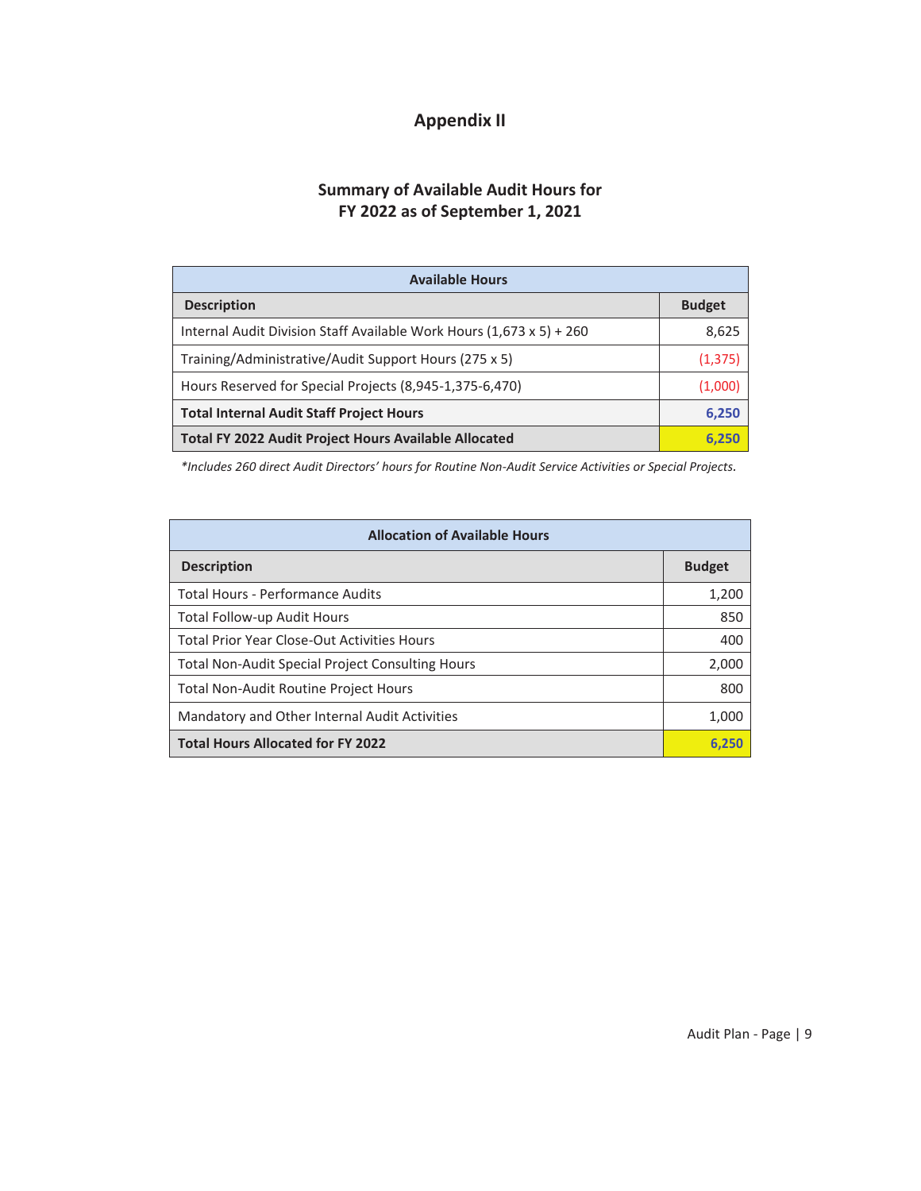# Appendix II

## Summary of Available Audit Hours for FY 2022 as of September 1, 2021

| Available Hours | |
|---|---|
| **Description** | **Budget** |
| Internal Audit Division Staff Available Work Hours (1,673 x 5) + 260 | 8,625 |
| Training/Administrative/Audit Support Hours (275 x 5) | (1,375) |
| Hours Reserved for Special Projects (8,945-1,375-6,470) | (1,000) |
| **Total Internal Audit Staff Project Hours** | **6,250** |
| **Total FY 2022 Audit Project Hours Available Allocated** | **6,250** |

*\*Includes 260 direct Audit Directors' hours for Routine Non-Audit Service Activities or Special Projects.*

| Allocation of Available Hours | |
|---|---|
| **Description** | **Budget** |
| Total Hours - Performance Audits | 1,200 |
| Total Follow-up Audit Hours | 850 |
| Total Prior Year Close-Out Activities Hours | 400 |
| Total Non-Audit Special Project Consulting Hours | 2,000 |
| Total Non-Audit Routine Project Hours | 800 |
| Mandatory and Other Internal Audit Activities | 1,000 |
| **Total Hours Allocated for FY 2022** | **6,250** |